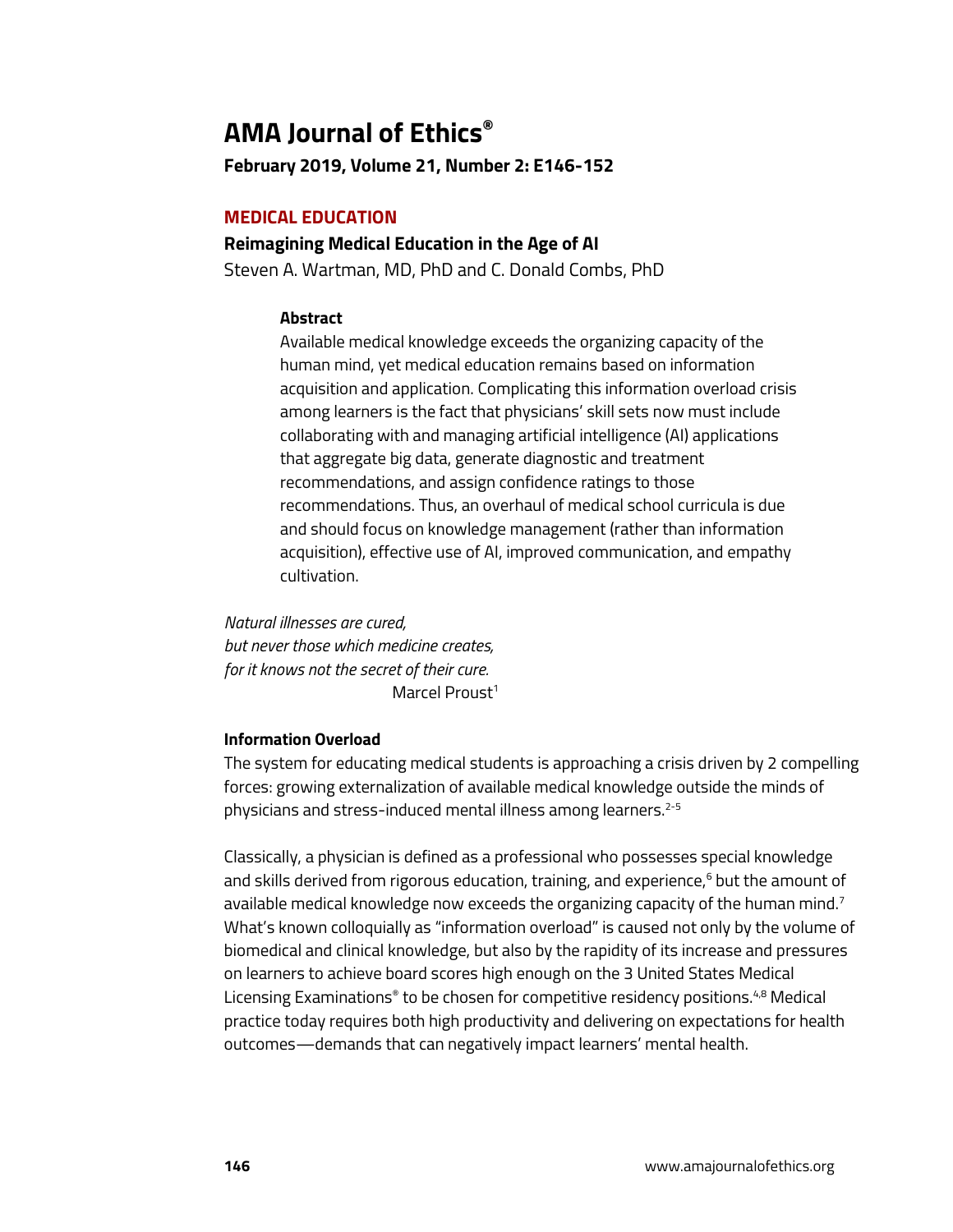# AMA Journal of Ethics®

**February 2019, Volume 21, Number 2: E146-152**

## MEDICAL EDUCATION

### Reimagining Medical Education in the Age of AI

Steven A. Wartman, MD, PhD and C. Donald Combs, PhD

**Abstract**

Available medical knowledge exceeds the organizing capacity of the human mind, yet medical education remains based on information acquisition and application. Complicating this information overload crisis among learners is the fact that physicians' skill sets now must include collaborating with and managing artificial intelligence (AI) applications that aggregate big data, generate diagnostic and treatment recommendations, and assign confidence ratings to those recommendations. Thus, an overhaul of medical school curricula is due and should focus on knowledge management (rather than information acquisition), effective use of AI, improved communication, and empathy cultivation.

*Natural illnesses are cured,*
*but never those which medicine creates,*
*for it knows not the secret of their cure.*
Marcel Proust[1]

### Information Overload

The system for educating medical students is approaching a crisis driven by 2 compelling forces: growing externalization of available medical knowledge outside the minds of physicians and stress-induced mental illness among learners.[2-5]

Classically, a physician is defined as a professional who possesses special knowledge and skills derived from rigorous education, training, and experience,[6] but the amount of available medical knowledge now exceeds the organizing capacity of the human mind.[7] What's known colloquially as "information overload" is caused not only by the volume of biomedical and clinical knowledge, but also by the rapidity of its increase and pressures on learners to achieve board scores high enough on the 3 United States Medical Licensing Examinations® to be chosen for competitive residency positions.[4,8] Medical practice today requires both high productivity and delivering on expectations for health outcomes—demands that can negatively impact learners' mental health.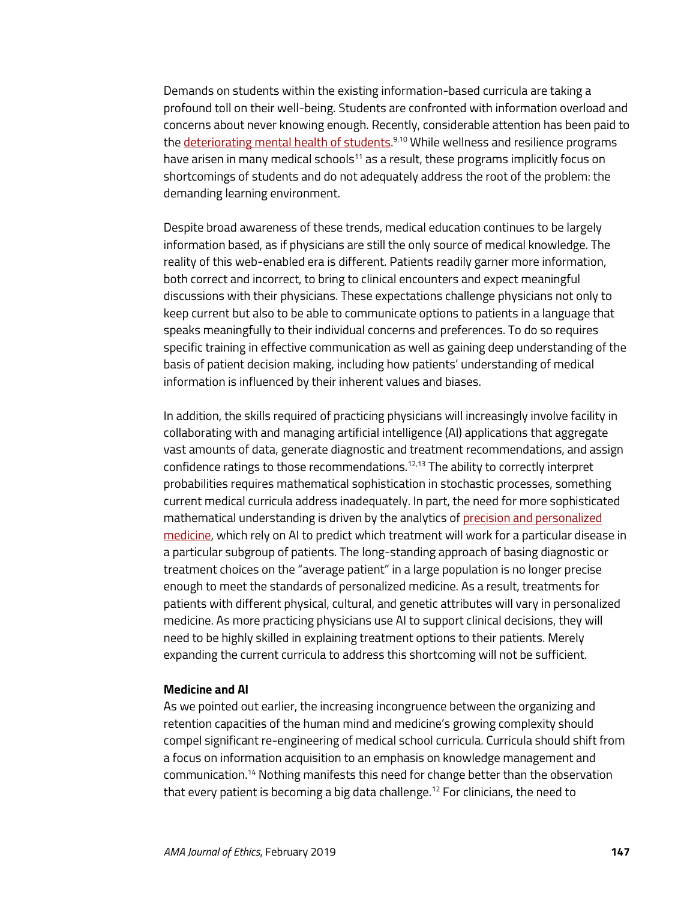Demands on students within the existing information-based curricula are taking a profound toll on their well-being. Students are confronted with information overload and concerns about never knowing enough. Recently, considerable attention has been paid to the deteriorating mental health of students.[9,10] While wellness and resilience programs have arisen in many medical schools[11] as a result, these programs implicitly focus on shortcomings of students and do not adequately address the root of the problem: the demanding learning environment.

Despite broad awareness of these trends, medical education continues to be largely information based, as if physicians are still the only source of medical knowledge. The reality of this web-enabled era is different. Patients readily garner more information, both correct and incorrect, to bring to clinical encounters and expect meaningful discussions with their physicians. These expectations challenge physicians not only to keep current but also to be able to communicate options to patients in a language that speaks meaningfully to their individual concerns and preferences. To do so requires specific training in effective communication as well as gaining deep understanding of the basis of patient decision making, including how patients' understanding of medical information is influenced by their inherent values and biases.

In addition, the skills required of practicing physicians will increasingly involve facility in collaborating with and managing artificial intelligence (AI) applications that aggregate vast amounts of data, generate diagnostic and treatment recommendations, and assign confidence ratings to those recommendations.[12,13] The ability to correctly interpret probabilities requires mathematical sophistication in stochastic processes, something current medical curricula address inadequately. In part, the need for more sophisticated mathematical understanding is driven by the analytics of precision and personalized medicine, which rely on AI to predict which treatment will work for a particular disease in a particular subgroup of patients. The long-standing approach of basing diagnostic or treatment choices on the "average patient" in a large population is no longer precise enough to meet the standards of personalized medicine. As a result, treatments for patients with different physical, cultural, and genetic attributes will vary in personalized medicine. As more practicing physicians use AI to support clinical decisions, they will need to be highly skilled in explaining treatment options to their patients. Merely expanding the current curricula to address this shortcoming will not be sufficient.

**Medicine and AI**

As we pointed out earlier, the increasing incongruence between the organizing and retention capacities of the human mind and medicine's growing complexity should compel significant re-engineering of medical school curricula. Curricula should shift from a focus on information acquisition to an emphasis on knowledge management and communication.[14] Nothing manifests this need for change better than the observation that every patient is becoming a big data challenge.[12] For clinicians, the need to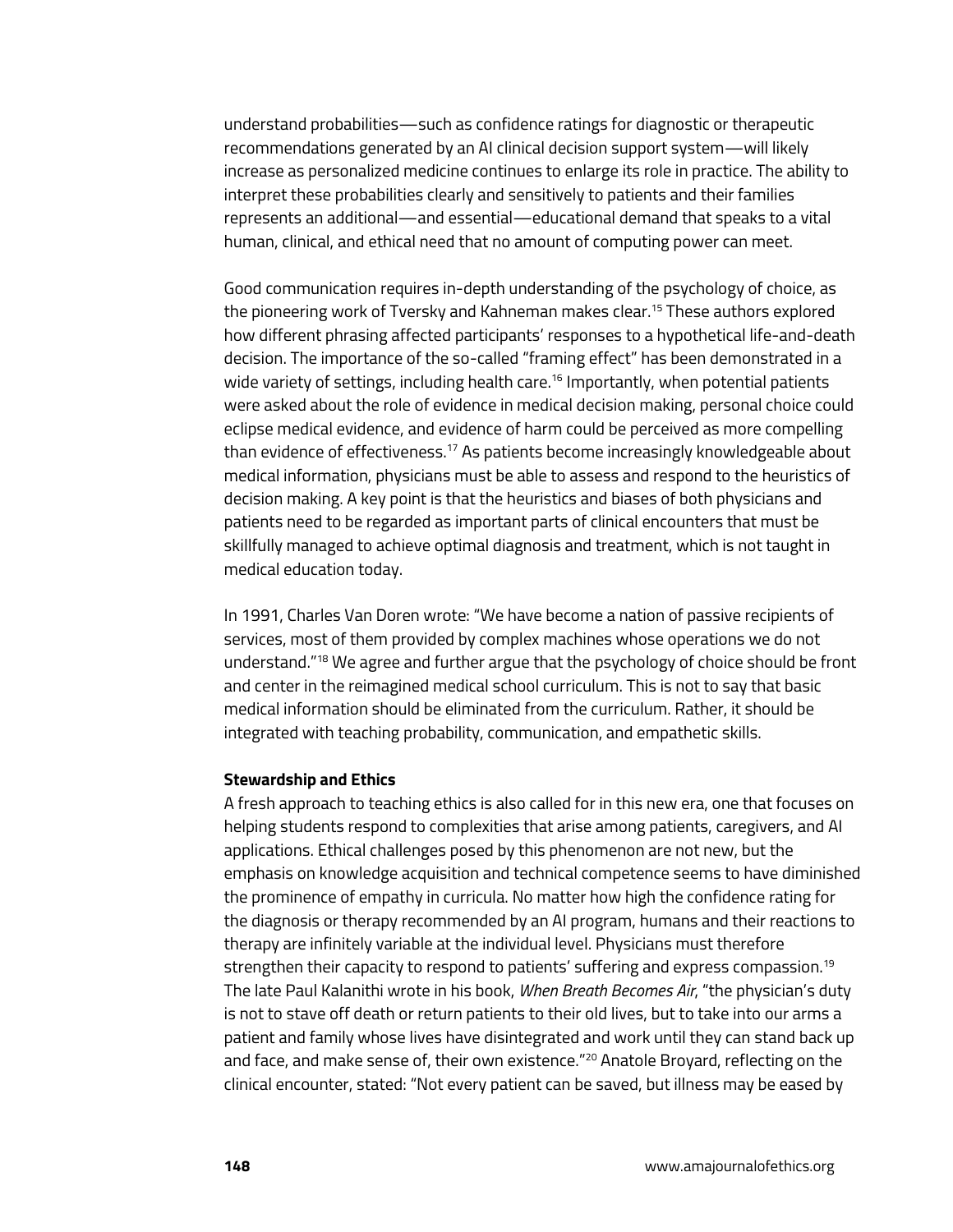understand probabilities—such as confidence ratings for diagnostic or therapeutic recommendations generated by an AI clinical decision support system—will likely increase as personalized medicine continues to enlarge its role in practice. The ability to interpret these probabilities clearly and sensitively to patients and their families represents an additional—and essential—educational demand that speaks to a vital human, clinical, and ethical need that no amount of computing power can meet.

Good communication requires in-depth understanding of the psychology of choice, as the pioneering work of Tversky and Kahneman makes clear.[15] These authors explored how different phrasing affected participants' responses to a hypothetical life-and-death decision. The importance of the so-called "framing effect" has been demonstrated in a wide variety of settings, including health care.[16] Importantly, when potential patients were asked about the role of evidence in medical decision making, personal choice could eclipse medical evidence, and evidence of harm could be perceived as more compelling than evidence of effectiveness.[17] As patients become increasingly knowledgeable about medical information, physicians must be able to assess and respond to the heuristics of decision making. A key point is that the heuristics and biases of both physicians and patients need to be regarded as important parts of clinical encounters that must be skillfully managed to achieve optimal diagnosis and treatment, which is not taught in medical education today.

In 1991, Charles Van Doren wrote: "We have become a nation of passive recipients of services, most of them provided by complex machines whose operations we do not understand."[18] We agree and further argue that the psychology of choice should be front and center in the reimagined medical school curriculum. This is not to say that basic medical information should be eliminated from the curriculum. Rather, it should be integrated with teaching probability, communication, and empathetic skills.

**Stewardship and Ethics**

A fresh approach to teaching ethics is also called for in this new era, one that focuses on helping students respond to complexities that arise among patients, caregivers, and AI applications. Ethical challenges posed by this phenomenon are not new, but the emphasis on knowledge acquisition and technical competence seems to have diminished the prominence of empathy in curricula. No matter how high the confidence rating for the diagnosis or therapy recommended by an AI program, humans and their reactions to therapy are infinitely variable at the individual level. Physicians must therefore strengthen their capacity to respond to patients' suffering and express compassion.[19] The late Paul Kalanithi wrote in his book, *When Breath Becomes Air*, "the physician's duty is not to stave off death or return patients to their old lives, but to take into our arms a patient and family whose lives have disintegrated and work until they can stand back up and face, and make sense of, their own existence."[20] Anatole Broyard, reflecting on the clinical encounter, stated: "Not every patient can be saved, but illness may be eased by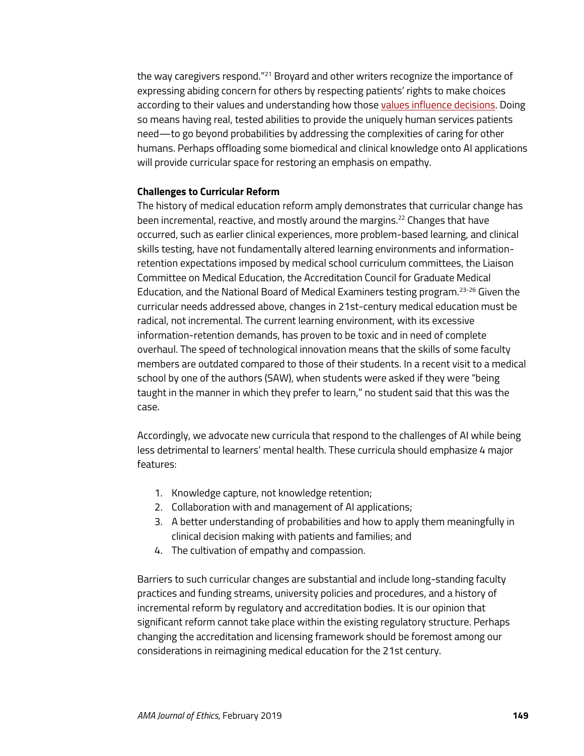the way caregivers respond."[21] Broyard and other writers recognize the importance of expressing abiding concern for others by respecting patients' rights to make choices according to their values and understanding how those values influence decisions. Doing so means having real, tested abilities to provide the uniquely human services patients need—to go beyond probabilities by addressing the complexities of caring for other humans. Perhaps offloading some biomedical and clinical knowledge onto AI applications will provide curricular space for restoring an emphasis on empathy.

**Challenges to Curricular Reform**

The history of medical education reform amply demonstrates that curricular change has been incremental, reactive, and mostly around the margins.[22] Changes that have occurred, such as earlier clinical experiences, more problem-based learning, and clinical skills testing, have not fundamentally altered learning environments and information-retention expectations imposed by medical school curriculum committees, the Liaison Committee on Medical Education, the Accreditation Council for Graduate Medical Education, and the National Board of Medical Examiners testing program.[23-26] Given the curricular needs addressed above, changes in 21st-century medical education must be radical, not incremental. The current learning environment, with its excessive information-retention demands, has proven to be toxic and in need of complete overhaul. The speed of technological innovation means that the skills of some faculty members are outdated compared to those of their students. In a recent visit to a medical school by one of the authors (SAW), when students were asked if they were "being taught in the manner in which they prefer to learn," no student said that this was the case.

Accordingly, we advocate new curricula that respond to the challenges of AI while being less detrimental to learners' mental health. These curricula should emphasize 4 major features:

1. Knowledge capture, not knowledge retention;
2. Collaboration with and management of AI applications;
3. A better understanding of probabilities and how to apply them meaningfully in clinical decision making with patients and families; and
4. The cultivation of empathy and compassion.

Barriers to such curricular changes are substantial and include long-standing faculty practices and funding streams, university policies and procedures, and a history of incremental reform by regulatory and accreditation bodies. It is our opinion that significant reform cannot take place within the existing regulatory structure. Perhaps changing the accreditation and licensing framework should be foremost among our considerations in reimagining medical education for the 21st century.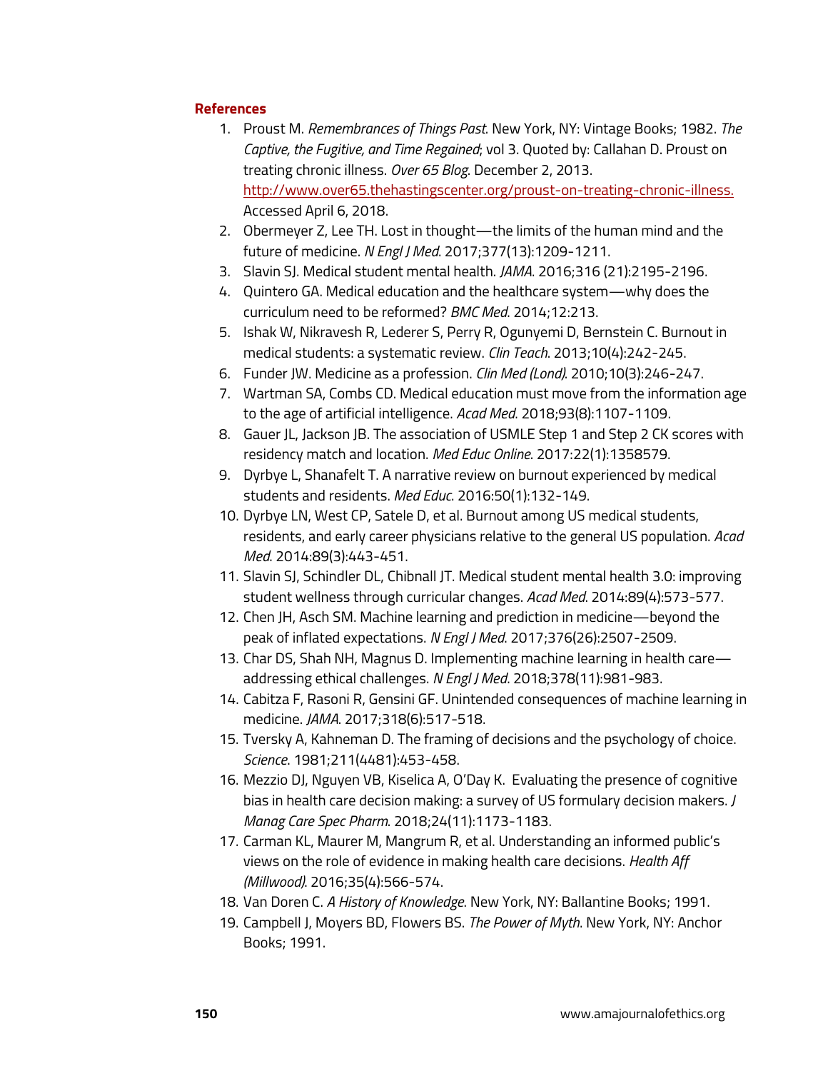## References

1. Proust M. *Remembrances of Things Past*. New York, NY: Vintage Books; 1982. *The Captive, the Fugitive, and Time Regained*; vol 3. Quoted by: Callahan D. Proust on treating chronic illness. *Over 65 Blog*. December 2, 2013. http://www.over65.thehastingscenter.org/proust-on-treating-chronic-illness. Accessed April 6, 2018.
2. Obermeyer Z, Lee TH. Lost in thought—the limits of the human mind and the future of medicine. *N Engl J Med*. 2017;377(13):1209-1211.
3. Slavin SJ. Medical student mental health. *JAMA*. 2016;316 (21):2195-2196.
4. Quintero GA. Medical education and the healthcare system—why does the curriculum need to be reformed? *BMC Med*. 2014;12:213.
5. Ishak W, Nikravesh R, Lederer S, Perry R, Ogunyemi D, Bernstein C. Burnout in medical students: a systematic review. *Clin Teach*. 2013;10(4):242-245.
6. Funder JW. Medicine as a profession. *Clin Med (Lond)*. 2010;10(3):246-247.
7. Wartman SA, Combs CD. Medical education must move from the information age to the age of artificial intelligence. *Acad Med*. 2018;93(8):1107-1109.
8. Gauer JL, Jackson JB. The association of USMLE Step 1 and Step 2 CK scores with residency match and location. *Med Educ Online*. 2017:22(1):1358579.
9. Dyrbye L, Shanafelt T. A narrative review on burnout experienced by medical students and residents. *Med Educ*. 2016:50(1):132-149.
10. Dyrbye LN, West CP, Satele D, et al. Burnout among US medical students, residents, and early career physicians relative to the general US population. *Acad Med*. 2014:89(3):443-451.
11. Slavin SJ, Schindler DL, Chibnall JT. Medical student mental health 3.0: improving student wellness through curricular changes. *Acad Med*. 2014:89(4):573-577.
12. Chen JH, Asch SM. Machine learning and prediction in medicine—beyond the peak of inflated expectations. *N Engl J Med*. 2017;376(26):2507-2509.
13. Char DS, Shah NH, Magnus D. Implementing machine learning in health care—addressing ethical challenges. *N Engl J Med*. 2018;378(11):981-983.
14. Cabitza F, Rasoni R, Gensini GF. Unintended consequences of machine learning in medicine. *JAMA*. 2017;318(6):517-518.
15. Tversky A, Kahneman D. The framing of decisions and the psychology of choice. *Science*. 1981;211(4481):453-458.
16. Mezzio DJ, Nguyen VB, Kiselica A, O'Day K. Evaluating the presence of cognitive bias in health care decision making: a survey of US formulary decision makers. *J Manag Care Spec Pharm*. 2018;24(11):1173-1183.
17. Carman KL, Maurer M, Mangrum R, et al. Understanding an informed public's views on the role of evidence in making health care decisions. *Health Aff (Millwood)*. 2016;35(4):566-574.
18. Van Doren C. *A History of Knowledge*. New York, NY: Ballantine Books; 1991.
19. Campbell J, Moyers BD, Flowers BS. *The Power of Myth*. New York, NY: Anchor Books; 1991.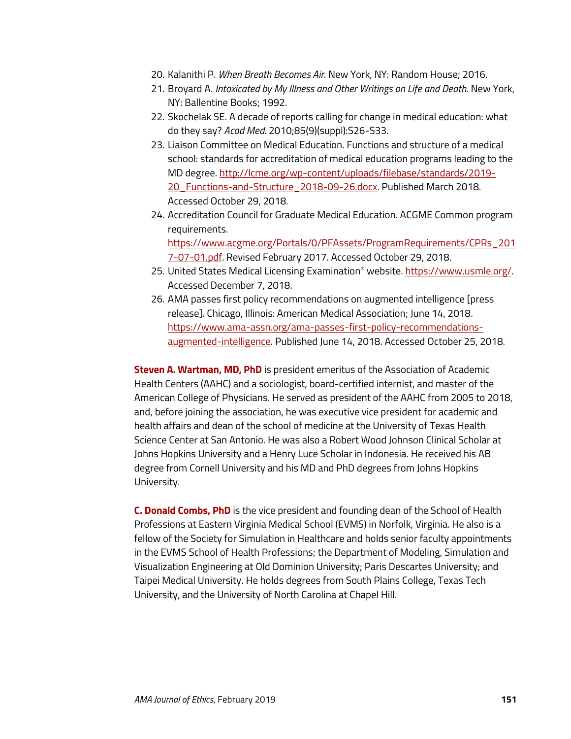20. Kalanithi P. *When Breath Becomes Air*. New York, NY: Random House; 2016.
21. Broyard A. *Intoxicated by My Illness and Other Writings on Life and Death*. New York, NY: Ballentine Books; 1992.
22. Skochelak SE. A decade of reports calling for change in medical education: what do they say? *Acad Med*. 2010;85(9)(suppl):S26-S33.
23. Liaison Committee on Medical Education. Functions and structure of a medical school: standards for accreditation of medical education programs leading to the MD degree. [http://lcme.org/wp-content/uploads/filebase/standards/2019-20_Functions-and-Structure_2018-09-26.docx](http://lcme.org/wp-content/uploads/filebase/standards/2019-20_Functions-and-Structure_2018-09-26.docx). Published March 2018. Accessed October 29, 2018.
24. Accreditation Council for Graduate Medical Education. ACGME Common program requirements. [https://www.acgme.org/Portals/0/PFAssets/ProgramRequirements/CPRs_2017-07-01.pdf](https://www.acgme.org/Portals/0/PFAssets/ProgramRequirements/CPRs_2017-07-01.pdf). Revised February 2017. Accessed October 29, 2018.
25. United States Medical Licensing Examination® website. [https://www.usmle.org/](https://www.usmle.org/). Accessed December 7, 2018.
26. AMA passes first policy recommendations on augmented intelligence [press release]. Chicago, Illinois: American Medical Association; June 14, 2018. [https://www.ama-assn.org/ama-passes-first-policy-recommendations-augmented-intelligence](https://www.ama-assn.org/ama-passes-first-policy-recommendations-augmented-intelligence). Published June 14, 2018. Accessed October 25, 2018.

**Steven A. Wartman, MD, PhD** is president emeritus of the Association of Academic Health Centers (AAHC) and a sociologist, board-certified internist, and master of the American College of Physicians. He served as president of the AAHC from 2005 to 2018, and, before joining the association, he was executive vice president for academic and health affairs and dean of the school of medicine at the University of Texas Health Science Center at San Antonio. He was also a Robert Wood Johnson Clinical Scholar at Johns Hopkins University and a Henry Luce Scholar in Indonesia. He received his AB degree from Cornell University and his MD and PhD degrees from Johns Hopkins University.

**C. Donald Combs, PhD** is the vice president and founding dean of the School of Health Professions at Eastern Virginia Medical School (EVMS) in Norfolk, Virginia. He also is a fellow of the Society for Simulation in Healthcare and holds senior faculty appointments in the EVMS School of Health Professions; the Department of Modeling, Simulation and Visualization Engineering at Old Dominion University; Paris Descartes University; and Taipei Medical University. He holds degrees from South Plains College, Texas Tech University, and the University of North Carolina at Chapel Hill.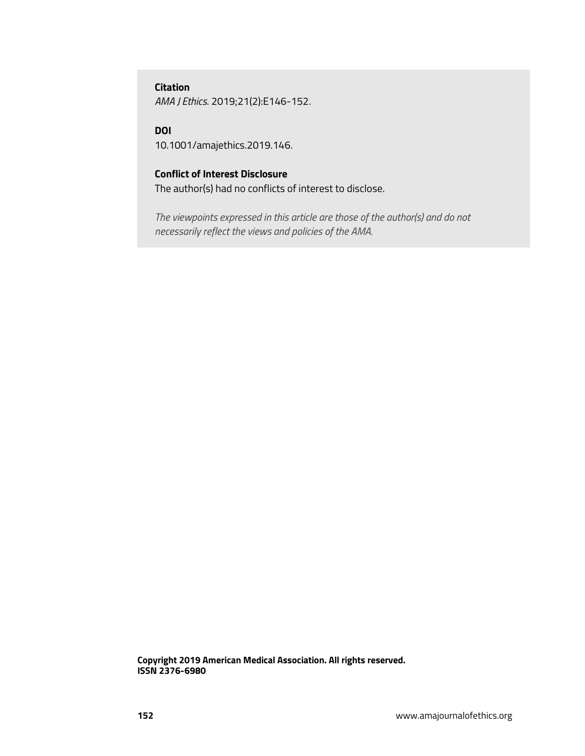**Citation**
*AMA J Ethics*. 2019;21(2):E146-152.

**DOI**
10.1001/amajethics.2019.146.

**Conflict of Interest Disclosure**
The author(s) had no conflicts of interest to disclose.

*The viewpoints expressed in this article are those of the author(s) and do not necessarily reflect the views and policies of the AMA.*

**Copyright 2019 American Medical Association. All rights reserved.**
**ISSN 2376-6980**